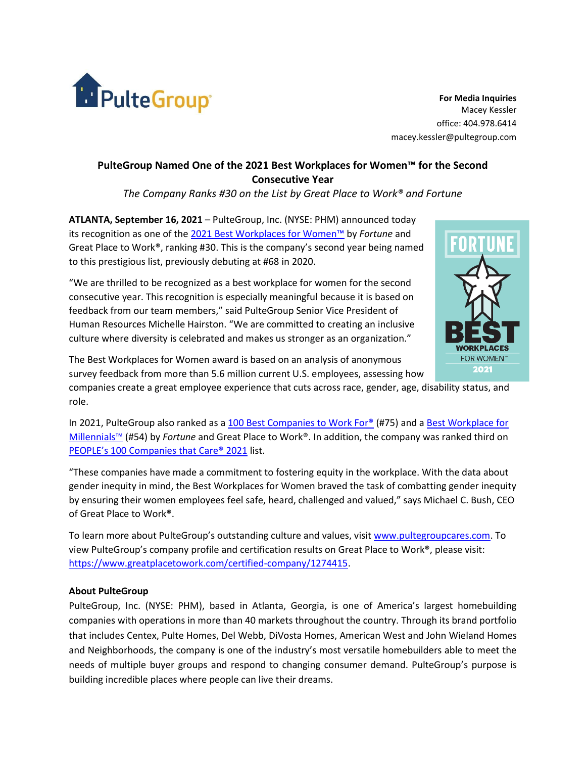**For Media Inquiries**
Macey Kessler
office: 404.978.6414
macey.kessler@pultegroup.com

# PulteGroup Named One of the 2021 Best Workplaces for Women™ for the Second Consecutive Year

*The Company Ranks #30 on the List by Great Place to Work® and Fortune*

**ATLANTA, September 16, 2021** – PulteGroup, Inc. (NYSE: PHM) announced today its recognition as one of the 2021 Best Workplaces for Women™ by *Fortune* and Great Place to Work®, ranking #30. This is the company's second year being named to this prestigious list, previously debuting at #68 in 2020.

"We are thrilled to be recognized as a best workplace for women for the second consecutive year. This recognition is especially meaningful because it is based on feedback from our team members," said PulteGroup Senior Vice President of Human Resources Michelle Hairston. "We are committed to creating an inclusive culture where diversity is celebrated and makes us stronger as an organization."

The Best Workplaces for Women award is based on an analysis of anonymous survey feedback from more than 5.6 million current U.S. employees, assessing how companies create a great employee experience that cuts across race, gender, age, disability status, and role.

In 2021, PulteGroup also ranked as a 100 Best Companies to Work For® (#75) and a Best Workplace for Millennials™ (#54) by *Fortune* and Great Place to Work®. In addition, the company was ranked third on PEOPLE's 100 Companies that Care® 2021 list.

"These companies have made a commitment to fostering equity in the workplace. With the data about gender inequity in mind, the Best Workplaces for Women braved the task of combatting gender inequity by ensuring their women employees feel safe, heard, challenged and valued," says Michael C. Bush, CEO of Great Place to Work®.

To learn more about PulteGroup's outstanding culture and values, visit www.pultegroupcares.com. To view PulteGroup's company profile and certification results on Great Place to Work®, please visit: https://www.greatplacetowork.com/certified-company/1274415.

**About PulteGroup**

PulteGroup, Inc. (NYSE: PHM), based in Atlanta, Georgia, is one of America's largest homebuilding companies with operations in more than 40 markets throughout the country. Through its brand portfolio that includes Centex, Pulte Homes, Del Webb, DiVosta Homes, American West and John Wieland Homes and Neighborhoods, the company is one of the industry's most versatile homebuilders able to meet the needs of multiple buyer groups and respond to changing consumer demand. PulteGroup's purpose is building incredible places where people can live their dreams.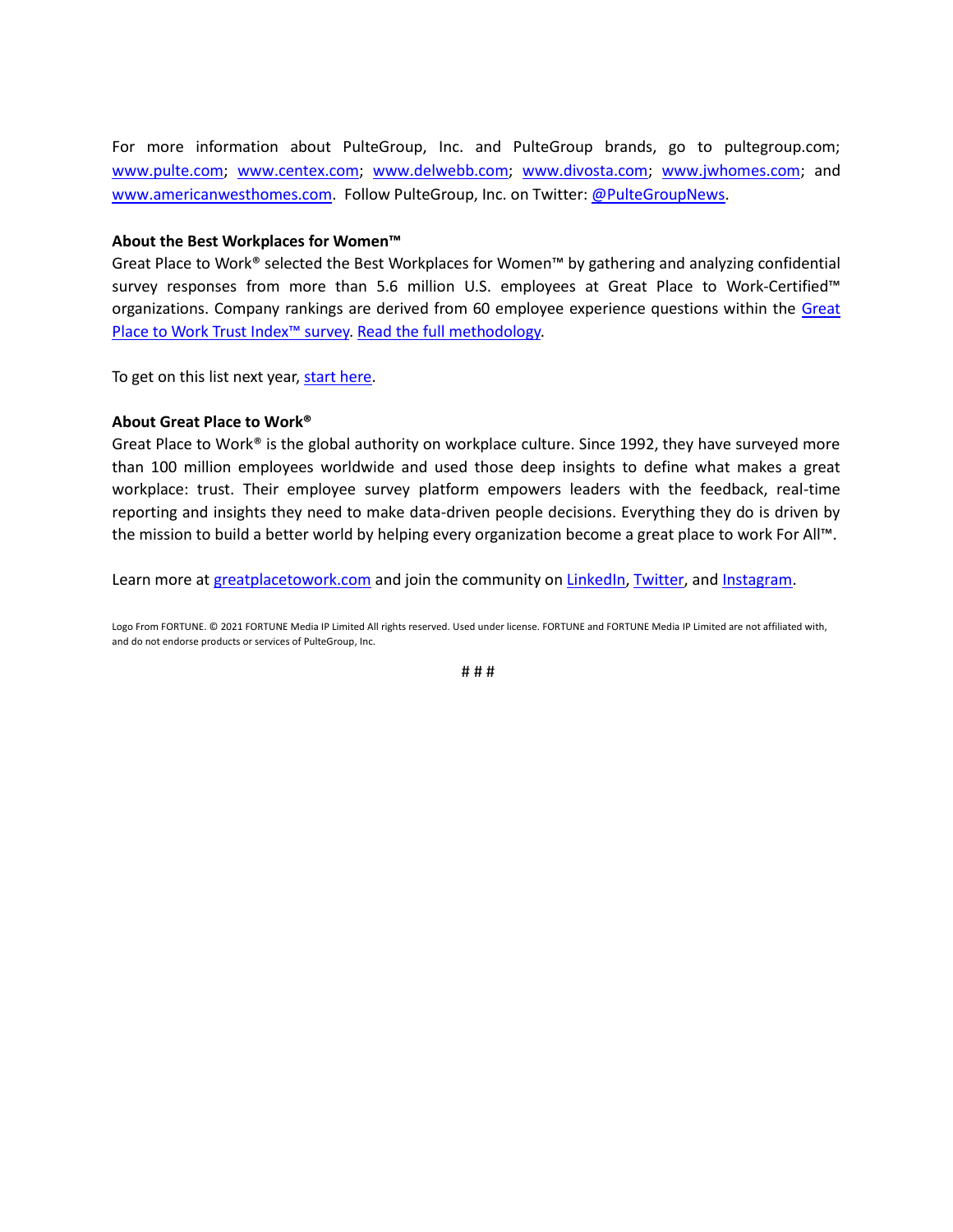For more information about PulteGroup, Inc. and PulteGroup brands, go to pultegroup.com; [www.pulte.com](http://www.pulte.com); [www.centex.com](http://www.centex.com); [www.delwebb.com](http://www.delwebb.com); [www.divosta.com](http://www.divosta.com); [www.jwhomes.com](http://www.jwhomes.com); and [www.americanwesthomes.com](http://www.americanwesthomes.com). Follow PulteGroup, Inc. on Twitter: @PulteGroupNews.

**About the Best Workplaces for Women™**

Great Place to Work® selected the Best Workplaces for Women™ by gathering and analyzing confidential survey responses from more than 5.6 million U.S. employees at Great Place to Work-Certified™ organizations. Company rankings are derived from 60 employee experience questions within the Great Place to Work Trust Index™ survey. Read the full methodology.

To get on this list next year, start here.

**About Great Place to Work®**

Great Place to Work® is the global authority on workplace culture. Since 1992, they have surveyed more than 100 million employees worldwide and used those deep insights to define what makes a great workplace: trust. Their employee survey platform empowers leaders with the feedback, real-time reporting and insights they need to make data-driven people decisions. Everything they do is driven by the mission to build a better world by helping every organization become a great place to work For All™.

Learn more at greatplacetowork.com and join the community on LinkedIn, Twitter, and Instagram.

Logo From FORTUNE. © 2021 FORTUNE Media IP Limited All rights reserved. Used under license. FORTUNE and FORTUNE Media IP Limited are not affiliated with, and do not endorse products or services of PulteGroup, Inc.

# # #